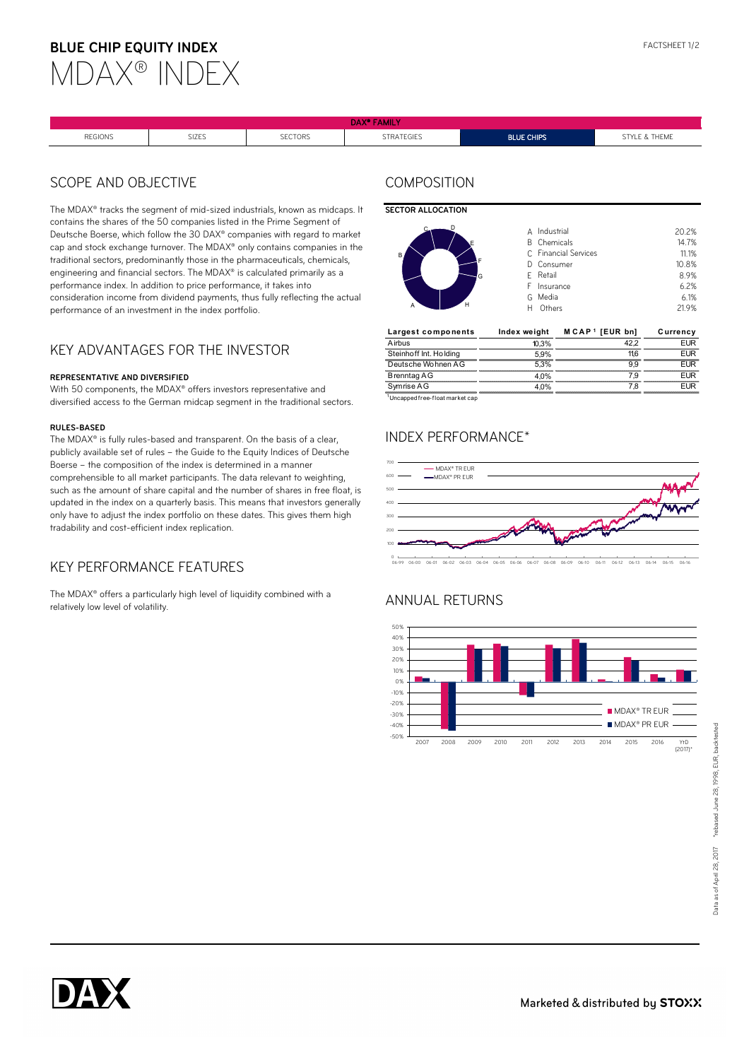# BLUE CHIP EQUITY INDEX
# MDAX® INDEX

DAX® FAMILY

| REGIONS | SIZES | SECTORS | STRATEGIES | BLUE CHIPS | STYLE & THEME |
|---|---|---|---|---|---|

## SCOPE AND OBJECTIVE

The MDAX® tracks the segment of mid-sized industrials, known as midcaps. It contains the shares of the 50 companies listed in the Prime Segment of Deutsche Boerse, which follow the 30 DAX® companies with regard to market cap and stock exchange turnover. The MDAX® only contains companies in the traditional sectors, predominantly those in the pharmaceuticals, chemicals, engineering and financial sectors. The MDAX® is calculated primarily as a performance index. In addition to price performance, it takes into consideration income from dividend payments, thus fully reflecting the actual performance of an investment in the index portfolio.

## KEY ADVANTAGES FOR THE INVESTOR

**REPRESENTATIVE AND DIVERSIFIED**

With 50 components, the MDAX® offers investors representative and diversified access to the German midcap segment in the traditional sectors.

**RULES-BASED**

The MDAX® is fully rules-based and transparent. On the basis of a clear, publicly available set of rules – the Guide to the Equity Indices of Deutsche Boerse – the composition of the index is determined in a manner comprehensible to all market participants. The data relevant to weighting, such as the amount of share capital and the number of shares in free float, is updated in the index on a quarterly basis. This means that investors generally only have to adjust the index portfolio on these dates. This gives them high tradability and cost-efficient index replication.

## KEY PERFORMANCE FEATURES

The MDAX® offers a particularly high level of liquidity combined with a relatively low level of volatility.

## COMPOSITION

**SECTOR ALLOCATION**

| | Sector | Weight |
|---|---|---|
| A | Industrial | 20.2% |
| B | Chemicals | 14.7% |
| C | Financial Services | 11.1% |
| D | Consumer | 10.8% |
| E | Retail | 8.9% |
| F | Insurance | 6.2% |
| G | Media | 6.1% |
| H | Others | 21.9% |

| Largest components | Index weight | MCAP[1] [EUR bn] | Currency |
|---|---|---|---|
| Airbus | 10.3% | 42.2 | EUR |
| Steinhoff Int. Holding | 5.9% | 11.6 | EUR |
| Deutsche Wohnen AG | 5.3% | 9.9 | EUR |
| Brenntag AG | 4.0% | 7.9 | EUR |
| Symrise AG | 4.0% | 7.8 | EUR |

[1]Uncapped free-float market cap

## INDEX PERFORMANCE*

— MDAX® TR EUR
— MDAX® PR EUR

## ANNUAL RETURNS

■ MDAX® TR EUR
■ MDAX® PR EUR

Data as of April 28, 2017 *rebased June 28, 1998, EUR, backtested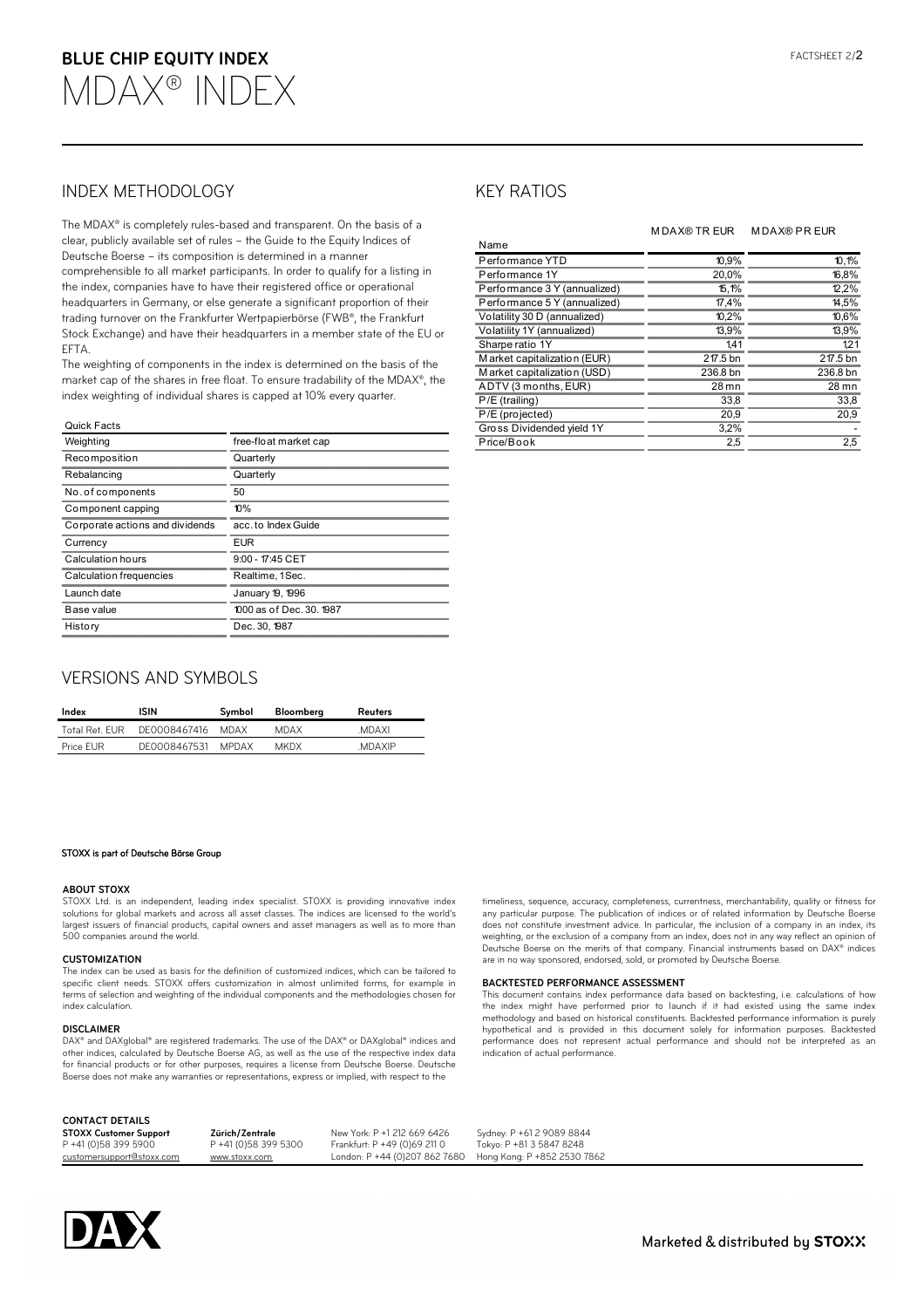# BLUE CHIP EQUITY INDEX

# MDAX® INDEX

## INDEX METHODOLOGY

The MDAX® is completely rules-based and transparent. On the basis of a clear, publicly available set of rules – the Guide to the Equity Indices of Deutsche Boerse – its composition is determined in a manner comprehensible to all market participants. In order to qualify for a listing in the index, companies have to have their registered office or operational headquarters in Germany, or else generate a significant proportion of their trading turnover on the Frankfurter Wertpapierbörse (FWB®, the Frankfurt Stock Exchange) and have their headquarters in a member state of the EU or EFTA.

The weighting of components in the index is determined on the basis of the market cap of the shares in free float. To ensure tradability of the MDAX®, the index weighting of individual shares is capped at 10% every quarter.

| Quick Facts | |
|---|---|
| Weighting | free-float market cap |
| Recomposition | Quarterly |
| Rebalancing | Quarterly |
| No. of components | 50 |
| Component capping | 10% |
| Corporate actions and dividends | acc. to Index Guide |
| Currency | EUR |
| Calculation hours | 9:00 - 17:45 CET |
| Calculation frequencies | Realtime, 1 Sec. |
| Launch date | January 19, 1996 |
| Base value | 1000 as of Dec. 30. 1987 |
| History | Dec. 30, 1987 |

## KEY RATIOS

| Name | MDAX® TR EUR | MDAX® PR EUR |
|---|---|---|
| Performance YTD | 10,9% | 10,1% |
| Performance 1Y | 20,0% | 16,8% |
| Performance 3 Y (annualized) | 15,1% | 12,2% |
| Performance 5 Y (annualized) | 17,4% | 14,5% |
| Volatility 30 D (annualized) | 10,2% | 10,6% |
| Volatility 1Y (annualized) | 13,9% | 13,9% |
| Sharpe ratio 1Y | 1,41 | 1,21 |
| Market capitalization (EUR) | 217.5 bn | 217.5 bn |
| Market capitalization (USD) | 236.8 bn | 236.8 bn |
| ADTV (3 months, EUR) | 28 mn | 28 mn |
| P/E (trailing) | 33,8 | 33,8 |
| P/E (projected) | 20,9 | 20,9 |
| Gross Dividended yield 1Y | 3,2% | - |
| Price/Book | 2,5 | 2,5 |

## VERSIONS AND SYMBOLS

| Index | ISIN | Symbol | Bloomberg | Reuters |
|---|---|---|---|---|
| Total Ret. EUR | DE0008467416 | MDAX | MDAX | .MDAXI |
| Price EUR | DE0008467531 | MPDAX | MKDX | .MDAXIP |

STOXX is part of Deutsche Börse Group

**ABOUT STOXX**
STOXX Ltd. is an independent, leading index specialist. STOXX is providing innovative index solutions for global markets and across all asset classes. The indices are licensed to the world's largest issuers of financial products, capital owners and asset managers as well as to more than 500 companies around the world.

**CUSTOMIZATION**
The index can be used as basis for the definition of customized indices, which can be tailored to specific client needs. STOXX offers customization in almost unlimited forms, for example in terms of selection and weighting of the individual components and the methodologies chosen for index calculation.

**DISCLAIMER**
DAX® and DAXglobal® are registered trademarks. The use of the DAX® or DAXglobal® indices and other indices, calculated by Deutsche Boerse AG, as well as the use of the respective index data for financial products or for other purposes, requires a license from Deutsche Boerse. Deutsche Boerse does not make any warranties or representations, express or implied, with respect to the timeliness, sequence, accuracy, completeness, currentness, merchantability, quality or fitness for any particular purpose. The publication of indices or of related information by Deutsche Boerse does not constitute investment advice. In particular, the inclusion of a company in an index, its weighting, or the exclusion of a company from an index, does not in any way reflect an opinion of Deutsche Boerse on the merits of that company. Financial instruments based on DAX® indices are in no way sponsored, endorsed, sold, or promoted by Deutsche Boerse.

**BACKTESTED PERFORMANCE ASSESSMENT**
This document contains index performance data based on backtesting, i.e. calculations of how the index might have performed prior to launch if it had existed using the same index methodology and based on historical constituents. Backtested performance information is purely hypothetical and is provided in this document solely for information purposes. Backtested performance does not represent actual performance and should not be interpreted as an indication of actual performance.

**CONTACT DETAILS**

**STOXX Customer Support**
P +41 (0)58 399 5900
customersupport@stoxx.com

**Zürich/Zentrale**
P +41 (0)58 399 5300
www.stoxx.com

New York: P +1 212 669 6426
Frankfurt: P +49 (0)69 211 0
London: P +44 (0)207 862 7680

Sydney: P +61 2 9089 8844
Tokyo: P +81 3 5847 8248
Hong Kong: P +852 2530 7862

DAX

Marketed & distributed by STOXX